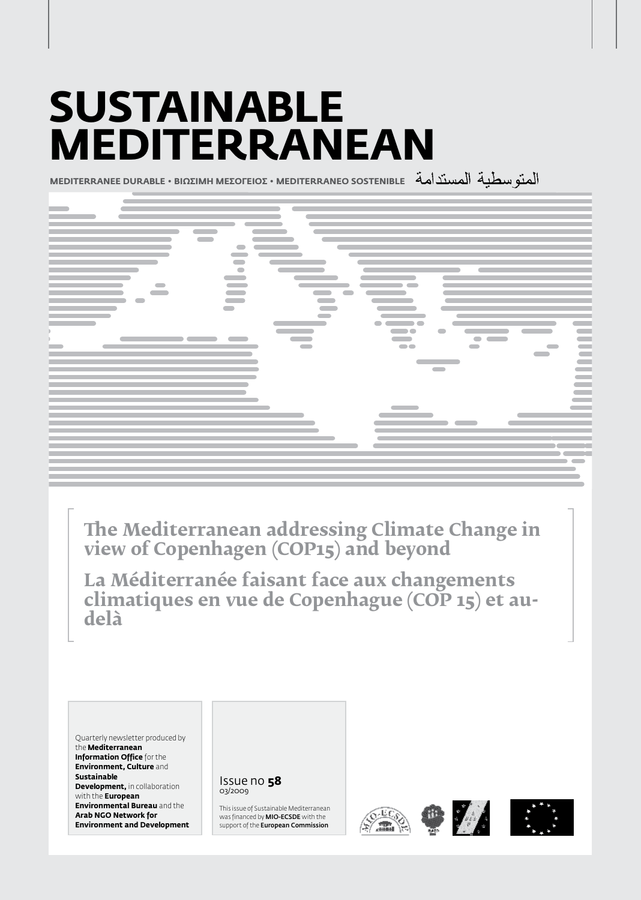# SUSTAINABLE MEDITERRANEAN

MEDITERRANEE DURABLE • ΒΙΩΣΙΜΗ ΜΕΣΟΓΕΙΟΣ • MEDITERRANEO SOSTENIBLE المتوسطية المستدامة

## The Mediterranean addressing Climate Change in view of Copenhagen (COP15) and beyond

## La Méditerranée faisant face aux changements climatiques en vue de Copenhague (COP 15) et au-delà

Quarterly newsletter produced by the **Mediterranean Information Office** for the **Environment, Culture** and **Sustainable Development,** in collaboration with the **European Environmental Bureau** and the **Arab NGO Network for Environment and Development**

Issue no **58**
03/2009

This issue of Sustainable Mediterranean was financed by **MIO-ECSDE** with the support of the **European Commission**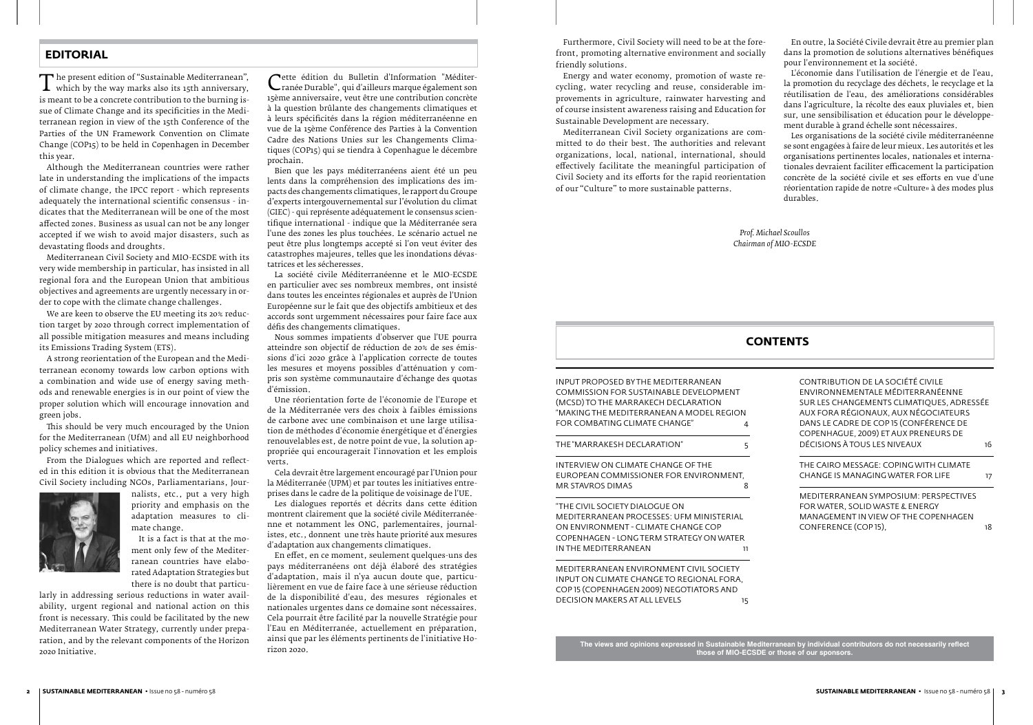## EDITORIAL

The present edition of "Sustainable Mediterranean", which by the way marks also its 15th anniversary, is meant to be a concrete contribution to the burning issue of Climate Change and its specificities in the Mediterranean region in view of the 15th Conference of the Parties of the UN Framework Convention on Climate Change (COP15) to be held in Copenhagen in December this year.

Although the Mediterranean countries were rather late in understanding the implications of the impacts of climate change, the IPCC report - which represents adequately the international scientific consensus - indicates that the Mediterranean will be one of the most affected zones. Business as usual can not be any longer accepted if we wish to avoid major disasters, such as devastating floods and droughts.

Mediterranean Civil Society and MIO-ECSDE with its very wide membership in particular, has insisted in all regional fora and the European Union that ambitious objectives and agreements are urgently necessary in order to cope with the climate change challenges.

We are keen to observe the EU meeting its 20% reduction target by 2020 through correct implementation of all possible mitigation measures and means including its Emissions Trading System (ETS).

A strong reorientation of the European and the Mediterranean economy towards low carbon options with a combination and wide use of energy saving methods and renewable energies is in our point of view the proper solution which will encourage innovation and green jobs.

This should be very much encouraged by the Union for the Mediterranean (UfM) and all EU neighborhood policy schemes and initiatives.

From the Dialogues which are reported and reflected in this edition it is obvious that the Mediterranean Civil Society including NGOs, Parliamentarians, Journalists, etc., put a very high priority and emphasis on the adaptation measures to climate change.

It is a fact is that at the moment only few of the Mediterranean countries have elaborated Adaptation Strategies but there is no doubt that particularly in addressing serious reductions in water availability, urgent regional and national action on this front is necessary. This could be facilitated by the new Mediterranean Water Strategy, currently under preparation, and by the relevant components of the Horizon 2020 Initiative.

Furthermore, Civil Society will need to be at the forefront, promoting alternative environment and socially friendly solutions.

Energy and water economy, promotion of waste recycling, water recycling and reuse, considerable improvements in agriculture, rainwater harvesting and of course insistent awareness raising and Education for Sustainable Development are necessary.

Mediterranean Civil Society organizations are committed to do their best. The authorities and relevant organizations, local, national, international, should effectively facilitate the meaningful participation of Civil Society and its efforts for the rapid reorientation of our "Culture" to more sustainable patterns.

Cette édition du Bulletin d'Information "Méditerranée Durable", qui d'ailleurs marque également son 15ème anniversaire, veut être une contribution concrète à la question brûlante des changements climatiques et à leurs spécificités dans la région méditerranéenne en vue de la 15ème Conférence des Parties à la Convention Cadre des Nations Unies sur les Changements Climatiques (COP15) qui se tiendra à Copenhague le décembre prochain.

Bien que les pays méditerranéens aient été un peu lents dans la compréhension des implications des impacts des changements climatiques, le rapport du Groupe d'experts intergouvernemental sur l'évolution du climat (GIEC) - qui représente adéquatement le consensus scientifique international - indique que la Méditerranée sera l'une des zones les plus touchées. Le scénario actuel ne peut être plus longtemps accepté si l'on veut éviter des catastrophes majeures, telles que les inondations dévastatrices et les sécheresses.

La société civile Méditerranéenne et le MIO-ECSDE en particulier avec ses nombreux membres, ont insisté dans toutes les enceintes régionales et auprès de l'Union Européenne sur le fait que des objectifs ambitieux et des accords sont urgemment nécessaires pour faire face aux défis des changements climatiques.

Nous sommes impatients d'observer que l'UE pourra atteindre son objectif de réduction de 20% de ses émissions d'ici 2020 grâce à l'application correcte de toutes les mesures et moyens possibles d'atténuation y compris son système communautaire d'échange des quotas d'émission.

Une réorientation forte de l'économie de l'Europe et de la Méditerranée vers des choix à faibles émissions de carbone avec une combinaison et une large utilisation de méthodes d'économie énergétique et d'énergies renouvelables est, de notre point de vue, la solution appropriée qui encouragerait l'innovation et les emplois verts.

Cela devrait être largement encouragé par l'Union pour la Méditerranée (UPM) et par toutes les initiatives entreprises dans le cadre de la politique de voisinage de l'UE.

Les dialogues reportés et décrits dans cette édition montrent clairement que la société civile Méditerranéenne et notamment les ONG, parlementaires, journalistes, etc., donnent une très haute priorité aux mesures d'adaptation aux changements climatiques.

En effet, en ce moment, seulement quelques-uns des pays méditerranéens ont déjà élaboré des stratégies d'adaptation, mais il n'ya aucun doute que, particulièrement en vue de faire face à une sérieuse réduction de la disponibilité d'eau, des mesures régionales et nationales urgentes dans ce domaine sont nécessaires. Cela pourrait être facilité par la nouvelle Stratégie pour l'Eau en Méditerranée, actuellement en préparation, ainsi que par les éléments pertinents de l'initiative Horizon 2020.

En outre, la Société Civile devrait être au premier plan dans la promotion de solutions alternatives bénéfiques pour l'environnement et la société.

L'économie dans l'utilisation de l'énergie et de l'eau, la promotion du recyclage des déchets, le recyclage et la réutilisation de l'eau, des améliorations considérables dans l'agriculture, la récolte des eaux pluviales et, bien sur, une sensibilisation et éducation pour le développement durable à grand échelle sont nécessaires.

Les organisations de la société civile méditerranéenne se sont engagées à faire de leur mieux. Les autorités et les organisations pertinentes locales, nationales et internationales devraient faciliter efficacement la participation concrète de la société civile et ses efforts en vue d'une réorientation rapide de notre «Culture» à des modes plus durables.

*Prof. Michael Scoullos*
*Chairman of MIO-ECSDE*

## CONTENTS

| | |
|---|---|
| INPUT PROPOSED BY THE MEDITERRANEAN COMMISSION FOR SUSTAINABLE DEVELOPMENT (MCSD) TO THE MARRAKECH DECLARATION "MAKING THE MEDITERRANEAN A MODEL REGION FOR COMBATING CLIMATE CHANGE" | 4 |
| THE "MARRAKESH DECLARATION" | 5 |
| INTERVIEW ON CLIMATE CHANGE OF THE EUROPEAN COMMISSIONER FOR ENVIRONMENT, MR STAVROS DIMAS | 8 |
| "THE CIVIL SOCIETY DIALOGUE ON MEDITERRANEAN PROCESSES: UFM MINISTERIAL ON ENVIRONMENT - CLIMATE CHANGE COP COPENHAGEN - LONG TERM STRATEGY ON WATER IN THE MEDITERRANEAN | 11 |
| MEDITERRANEAN ENVIRONMENT CIVIL SOCIETY INPUT ON CLIMATE CHANGE TO REGIONAL FORA, COP 15 (COPENHAGEN 2009) NEGOTIATORS AND DECISION MAKERS AT ALL LEVELS | 15 |
| CONTRIBUTION DE LA SOCIÉTÉ CIVILE ENVIRONNEMENTALE MÉDITERRANÉENNE SUR LES CHANGEMENTS CLIMATIQUES, ADRESSÉE AUX FORA RÉGIONAUX, AUX NÉGOCIATEURS DANS LE CADRE DE COP 15 (CONFÉRENCE DE COPENHAGUE, 2009) ET AUX PRENEURS DE DÉCISIONS À TOUS LES NIVEAUX | 16 |
| THE CAIRO MESSAGE: COPING WITH CLIMATE CHANGE IS MANAGING WATER FOR LIFE | 17 |
| MEDITERRANEAN SYMPOSIUM: PERSPECTIVES FOR WATER, SOLID WASTE & ENERGY MANAGEMENT IN VIEW OF THE COPENHAGEN CONFERENCE (COP 15), | 18 |

**The views and opinions expressed in Sustainable Mediterranean by individual contributors do not necessarily reflect those of MIO-ECSDE or those of our sponsors.**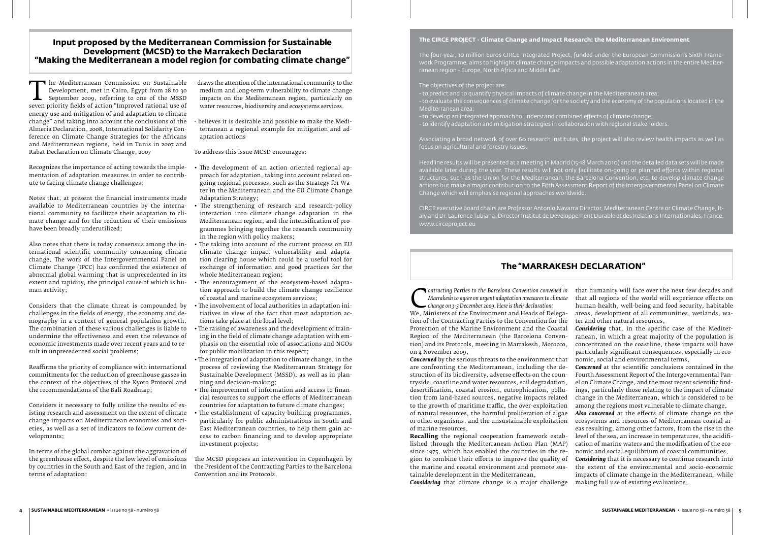## Input proposed by the Mediterranean Commission for Sustainable Development (MCSD) to the Marrakech Declaration "Making the Mediterranean a model region for combating climate change"

The Mediterranean Commission on Sustainable Development, met in Cairo, Egypt from 28 to 30 September 2009, referring to one of the MSSD seven priority fields of action "Improved rational use of energy use and mitigation of and adaptation to climate change" and taking into account the conclusions of the Almeria Declaration, 2008, International Solidarity Conference on Climate Change Strategies for the Africans and Mediterranean regions, held in Tunis in 2007 and Rabat Declaration on Climate Change, 2007

Recognizes the importance of acting towards the implementation of adaptation measures in order to contribute to facing climate change challenges;

Notes that, at present the financial instruments made available to Mediterranean countries by the international community to facilitate their adaptation to climate change and for the reduction of their emissions have been broadly underutilized;

Also notes that there is today consensus among the international scientific community concerning climate change. The work of the Intergovernmental Panel on Climate Change (IPCC) has confirmed the existence of abnormal global warming that is unprecedented in its extent and rapidity, the principal cause of which is human activity;

Considers that the climate threat is compounded by challenges in the fields of energy, the economy and demography in a context of general population growth. The combination of these various challenges is liable to undermine the effectiveness and even the relevance of economic investments made over recent years and to result in unprecedented social problems;

Reaffirms the priority of compliance with international commitments for the reduction of greenhouse gasses in the context of the objectives of the Kyoto Protocol and the recommendations of the Bali Roadmap;

Considers it necessary to fully utilize the results of existing research and assessment on the extent of climate change impacts on Mediterranean economies and societies, as well as a set of indicators to follow current developments;

In terms of the global combat against the aggravation of the greenhouse effect, despite the low level of emissions by countries in the South and East of the region, and in terms of adaptation:

- draws the attention of the international community to the medium and long-term vulnerability to climate change impacts on the Mediterranean region, particularly on water resources, biodiversity and ecosystems services.
- believes it is desirable and possible to make the Mediterranean a regional example for mitigation and adaptation actions

To address this issue MCSD encourages:

- The development of an action oriented regional approach for adaptation, taking into account related ongoing regional processes, such as the Strategy for Water in the Mediterranean and the EU Climate Change Adaptation Strategy;
- The strengthening of research and research-policy interaction into climate change adaptation in the Mediterranean region, and the intensification of programmes bringing together the research community in the region with policy makers;
- The taking into account of the current process on EU Climate change impact vulnerability and adaptation clearing house which could be a useful tool for exchange of information and good practices for the whole Mediterranean region;
- The encouragement of the ecosystem-based adaptation approach to build the climate change resilience of coastal and marine ecosystem services;
- The involvement of local authorities in adaptation initiatives in view of the fact that most adaptation actions take place at the local level;
- The raising of awareness and the development of training in the field of climate change adaptation with emphasis on the essential role of associations and NGOs for public mobilization in this respect;
- The integration of adaptation to climate change, in the process of reviewing the Mediterranean Strategy for Sustainable Development (MSSD), as well as in planning and decision-making;
- The improvement of information and access to financial resources to support the efforts of Mediterranean countries for adaptation to future climate changes;
- The establishment of capacity-building programmes, particularly for public administrations in South and East Mediterranean countries, to help them gain access to carbon financing and to develop appropriate investment projects;

The MCSD proposes an intervention in Copenhagen by the President of the Contracting Parties to the Barcelona Convention and its Protocols.

**The CIRCE PROJECT - Climate Change and Impact Research: the Mediterranean Environment**

The four-year, 10 million Euros CIRCE Integrated Project, funded under the European Commission's Sixth Framework Programme, aims to highlight climate change impacts and possible adaptation actions in the entire Mediterranean region - Europe, North Africa and Middle East.

The objectives of the project are:

- to predict and to quantify physical impacts of climate change in the Mediterranean area;
- to evaluate the consequences of climate change for the society and the economy of the populations located in the Mediterranean area;
- to develop an integrated approach to understand combined effects of climate change;
- to identify adaptation and mitigation strategies in collaboration with regional stakeholders.

Associating a broad network of over 60 research institutes, the project will also review health impacts as well as focus on agricultural and forestry issues.

Headline results will be presented at a meeting in Madrid (15-18 March 2010) and the detailed data sets will be made available later during the year. These results will not only facilitate on-going or planned efforts within regional structures, such as the Union for the Mediterranean, the Barcelona Convention, etc. to develop climate change actions but make a major contribution to the Fifth Assessment Report of the Intergovernmental Panel on Climate Change which will emphasise regional approaches worldwide.

CIRCE executive board chairs are Professor Antonio Navarra Director, Mediterranean Centre or Climate Change, Italy and Dr. Laurence Tubiana, Director Institut de Developpement Durable et des Relations Internationales, France. www.circeproject.eu

## The "MARRAKESH DECLARATION"

*Contracting Parties to the Barcelona Convention convened in Marrakesh to agree on urgent adaptation measures to climate change on 3-5 December 2009. Here is their declaration:*

We, Ministers of the Environment and Heads of Delegation of the Contracting Parties to the Convention for the Protection of the Marine Environment and the Coastal Region of the Mediterranean (the Barcelona Convention) and its Protocols, meeting in Marrakesh, Morocco, on 4 November 2009,

***Concerned*** by the serious threats to the environment that are confronting the Mediterranean, including the destruction of its biodiversity, adverse effects on the countryside, coastline and water resources, soil degradation, desertification, coastal erosion, eutrophication, pollution from land-based sources, negative impacts related to the growth of maritime traffic, the over-exploitation of natural resources, the harmful proliferation of algae or other organisms, and the unsustainable exploitation of marine resources,

**Recalling** the regional cooperation framework established through the Mediterranean Action Plan (MAP) since 1975, which has enabled the countries in the region to combine their efforts to improve the quality of the marine and coastal environment and promote sustainable development in the Mediterranean,

***Considering*** that climate change is a major challenge that humanity will face over the next few decades and that all regions of the world will experience effects on human health, well-being and food security, habitable areas, development of all communities, wetlands, water and other natural resources,

***Considering*** that, in the specific case of the Mediterranean, in which a great majority of the population is concentrated on the coastline, these impacts will have particularly significant consequences, especially in economic, social and environmental terms,

***Concerned*** at the scientific conclusions contained in the Fourth Assessment Report of the Intergovernmental Panel on Climate Change, and the most recent scientific findings, particularly those relating to the impact of climate change in the Mediterranean, which is considered to be among the regions most vulnerable to climate change,

***Also concerned*** at the effects of climate change on the ecosystems and resources of Mediterranean coastal areas resulting, among other factors, from the rise in the level of the sea, an increase in temperatures, the acidification of marine waters and the modification of the economic and social equilibrium of coastal communities,

***Considering*** that it is necessary to continue research into the extent of the environmental and socio-economic impacts of climate change in the Mediterranean, while making full use of existing evaluations,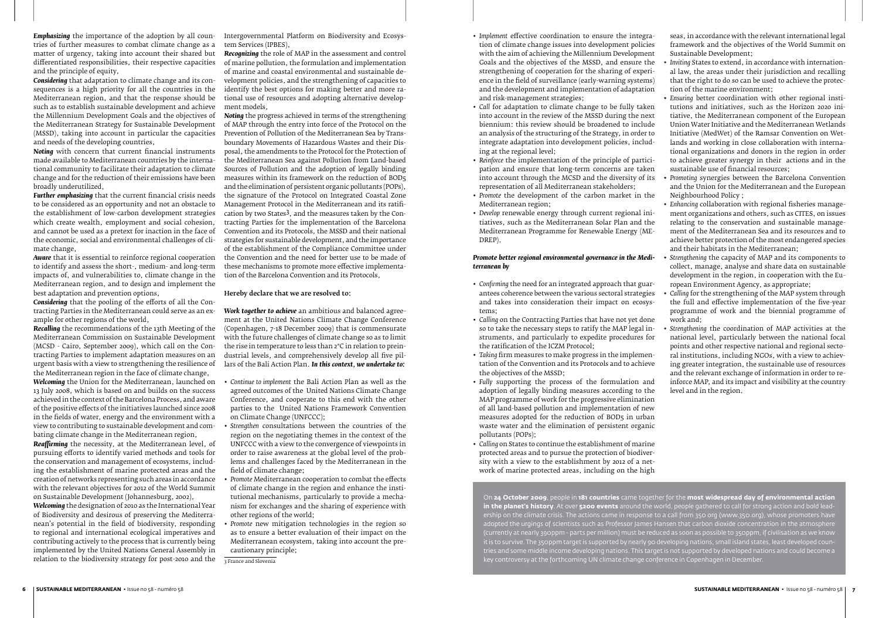***Emphasizing*** the importance of the adoption by all countries of further measures to combat climate change as a matter of urgency, taking into account their shared but differentiated responsibilities, their respective capacities and the principle of equity,

***Considering*** that adaptation to climate change and its consequences is a high priority for all the countries in the Mediterranean region, and that the response should be such as to establish sustainable development and achieve the Millennium Development Goals and the objectives of the Mediterranean Strategy for Sustainable Development (MSSD), taking into account in particular the capacities and needs of the developing countries,

***Noting*** with concern that current financial instruments made available to Mediterranean countries by the international community to facilitate their adaptation to climate change and for the reduction of their emissions have been broadly underutilized,

***Further emphasizing*** that the current financial crisis needs to be considered as an opportunity and not an obstacle to the establishment of low-carbon development strategies which create wealth, employment and social cohesion, and cannot be used as a pretext for inaction in the face of the economic, social and environmental challenges of climate change,

***Aware*** that it is essential to reinforce regional cooperation to identify and assess the short-, medium- and long-term impacts of, and vulnerabilities to, climate change in the Mediterranean region, and to design and implement the best adaptation and prevention options,

***Considering*** that the pooling of the efforts of all the Contracting Parties in the Mediterranean could serve as an example for other regions of the world,

***Recalling*** the recommendations of the 13th Meeting of the Mediterranean Commission on Sustainable Development (MCSD - Cairo, September 2009), which call on the Contracting Parties to implement adaptation measures on an urgent basis with a view to strengthening the resilience of the Mediterranean region in the face of climate change,

***Welcoming*** the Union for the Mediterranean, launched on 13 July 2008, which is based on and builds on the success achieved in the context of the Barcelona Process, and aware of the positive effects of the initiatives launched since 2008 in the fields of water, energy and the environment with a view to contributing to sustainable development and combating climate change in the Mediterranean region,

***Reaffirming*** the necessity, at the Mediterranean level, of pursuing efforts to identify varied methods and tools for the conservation and management of ecosystems, including the establishment of marine protected areas and the creation of networks representing such areas in accordance with the relevant objectives for 2012 of the World Summit on Sustainable Development (Johannesburg, 2002),

***Welcoming*** the designation of 2010 as the International Year of Biodiversity and desirous of preserving the Mediterranean's potential in the field of biodiversity, responding to regional and international ecological imperatives and contributing actively to the process that is currently being implemented by the United Nations General Assembly in relation to the biodiversity strategy for post-2010 and the Intergovernmental Platform on Biodiversity and Ecosystem Services (IPBES),

***Recognizing*** the role of MAP in the assessment and control of marine pollution, the formulation and implementation of marine and coastal environmental and sustainable development policies, and the strengthening of capacities to identify the best options for making better and more rational use of resources and adopting alternative development models,

***Noting*** the progress achieved in terms of the strengthening of MAP through the entry into force of the Protocol on the Prevention of Pollution of the Mediterranean Sea by Transboundary Movements of Hazardous Wastes and their Disposal, the amendments to the Protocol for the Protection of the Mediterranean Sea against Pollution from Land-based Sources of Pollution and the adoption of legally binding measures within its framework on the reduction of $BOD_5$ and the elimination of persistent organic pollutants (POPs), the signature of the Protocol on Integrated Coastal Zone Management Protocol in the Mediterranean and its ratification by two States[3], and the measures taken by the Contracting Parties for the implementation of the Barcelona Convention and its Protocols, the MSSD and their national strategies for sustainable development, and the importance of the establishment of the Compliance Committee under the Convention and the need for better use to be made of these mechanisms to promote more effective implementation of the Barcelona Convention and its Protocols,

**Hereby declare that we are resolved to:**

***Work together to achieve*** an ambitious and balanced agreement at the United Nations Climate Change Conference (Copenhagen, 7-18 December 2009) that is commensurate with the future challenges of climate change so as to limit the rise in temperature to less than 2°C in relation to preindustrial levels, and comprehensively develop all five pillars of the Bali Action Plan. ***In this context, we undertake to:***

- *Continue to implement* the Bali Action Plan as well as the agreed outcomes of the United Nations Climate Change Conference, and cooperate to this end with the other parties to the United Nations Framework Convention on Climate Change (UNFCCC);
- *Strengthen* consultations between the countries of the region on the negotiating themes in the context of the UNFCCC with a view to the convergence of viewpoints in order to raise awareness at the global level of the problems and challenges faced by the Mediterranean in the field of climate change;
- *Promote* Mediterranean cooperation to combat the effects of climate change in the region and enhance the institutional mechanisms, particularly to provide a mechanism for exchanges and the sharing of experience with other regions of the world;
- *Promote* new mitigation technologies in the region so as to ensure a better evaluation of their impact on the Mediterranean ecosystem, taking into account the precautionary principle;
- *Implement* effective coordination to ensure the integration of climate change issues into development policies with the aim of achieving the Millennium Development Goals and the objectives of the MSSD, and ensure the strengthening of cooperation for the sharing of experience in the field of surveillance (early-warning systems) and the development and implementation of adaptation and risk-management strategies;
- *Call* for adaptation to climate change to be fully taken into account in the review of the MSSD during the next biennium: this review should be broadened to include an analysis of the structuring of the Strategy, in order to integrate adaptation into development policies, including at the regional level;
- *Reinforce* the implementation of the principle of participation and ensure that long-term concerns are taken into account through the MCSD and the diversity of its representation of all Mediterranean stakeholders;
- *Promote* the development of the carbon market in the Mediterranean region;
- *Develop* renewable energy through current regional initiatives, such as the Mediterranean Solar Plan and the Mediterranean Programme for Renewable Energy (MEDREP).

***Promote better regional environmental governance in the Mediterranean by***

- *Confirming* the need for an integrated approach that guarantees coherence between the various sectoral strategies and takes into consideration their impact on ecosystems;
- *Calling* on the Contracting Parties that have not yet done so to take the necessary steps to ratify the MAP legal instruments, and particularly to expedite procedures for the ratification of the ICZM Protocol;
- *Taking* firm measures to make progress in the implementation of the Convention and its Protocols and to achieve the objectives of the MSSD;
- *Fully* supporting the process of the formulation and adoption of legally binding measures according to the MAP programme of work for the progressive elimination of all land-based pollution and implementation of new measures adopted for the reduction of $BOD_5$ in urban waste water and the elimination of persistent organic pollutants (POPs);
- *Calling* on States to continue the establishment of marine protected areas and to pursue the protection of biodiversity with a view to the establishment by 2012 of a network of marine protected areas, including on the high seas, in accordance with the relevant international legal framework and the objectives of the World Summit on Sustainable Development;
- *Inviting* States to extend, in accordance with international law, the areas under their jurisdiction and recalling that the right to do so can be used to achieve the protection of the marine environment;
- *Ensuring* better coordination with other regional institutions and initiatives, such as the Horizon 2020 initiative, the Mediterranean component of the European Union Water Initiative and the Mediterranean Wetlands Initiative (MedWet) of the Ramsar Convention on Wetlands and working in close collaboration with international organizations and donors in the region in order to achieve greater synergy in their actions and in the sustainable use of financial resources;
- *Promoting* synergies between the Barcelona Convention and the Union for the Mediterranean and the European Neighbourhood Policy ;
- *Enhancing* collaboration with regional fisheries management organizations and others, such as CITES, on issues relating to the conservation and sustainable management of the Mediterranean Sea and its resources and to achieve better protection of the most endangered species and their habitats in the Mediterranean;
- *Strengthening* the capacity of MAP and its components to collect, manage, analyse and share data on sustainable development in the region, in cooperation with the European Environment Agency, as appropriate;
- *Calling* for the strengthening of the MAP system through the full and effective implementation of the five-year programme of work and the biennial programme of work and;
- *Strengthening* the coordination of MAP activities at the national level, particularly between the national focal points and other respective national and regional sectoral institutions, including NGOs, with a view to achieving greater integration, the sustainable use of resources and the relevant exchange of information in order to reinforce MAP, and its impact and visibility at the country level and in the region.

[3] France and Slovenia

On **24 October 2009**, people in **181 countries** came together for the **most widespread day of environmental action in the planet's history**. At over **5200 events** around the world, people gathered to call for strong action and bold leadership on the climate crisis. The actions came in response to a call from 350.org (www.350.org), whose promoters have adopted the urgings of scientists such as Professor James Hansen that carbon dioxide concentration in the atmosphere (currently at nearly 390ppm - parts per million) must be reduced as soon as possible to 350ppm, if civilisation as we know it is to survive. The 350ppm target is supported by nearly 90 developing nations, small island states, least developed countries and some middle income developing nations. This target is not supported by developed nations and could become a key controversy at the forthcoming UN climate change conference in Copenhagen in December.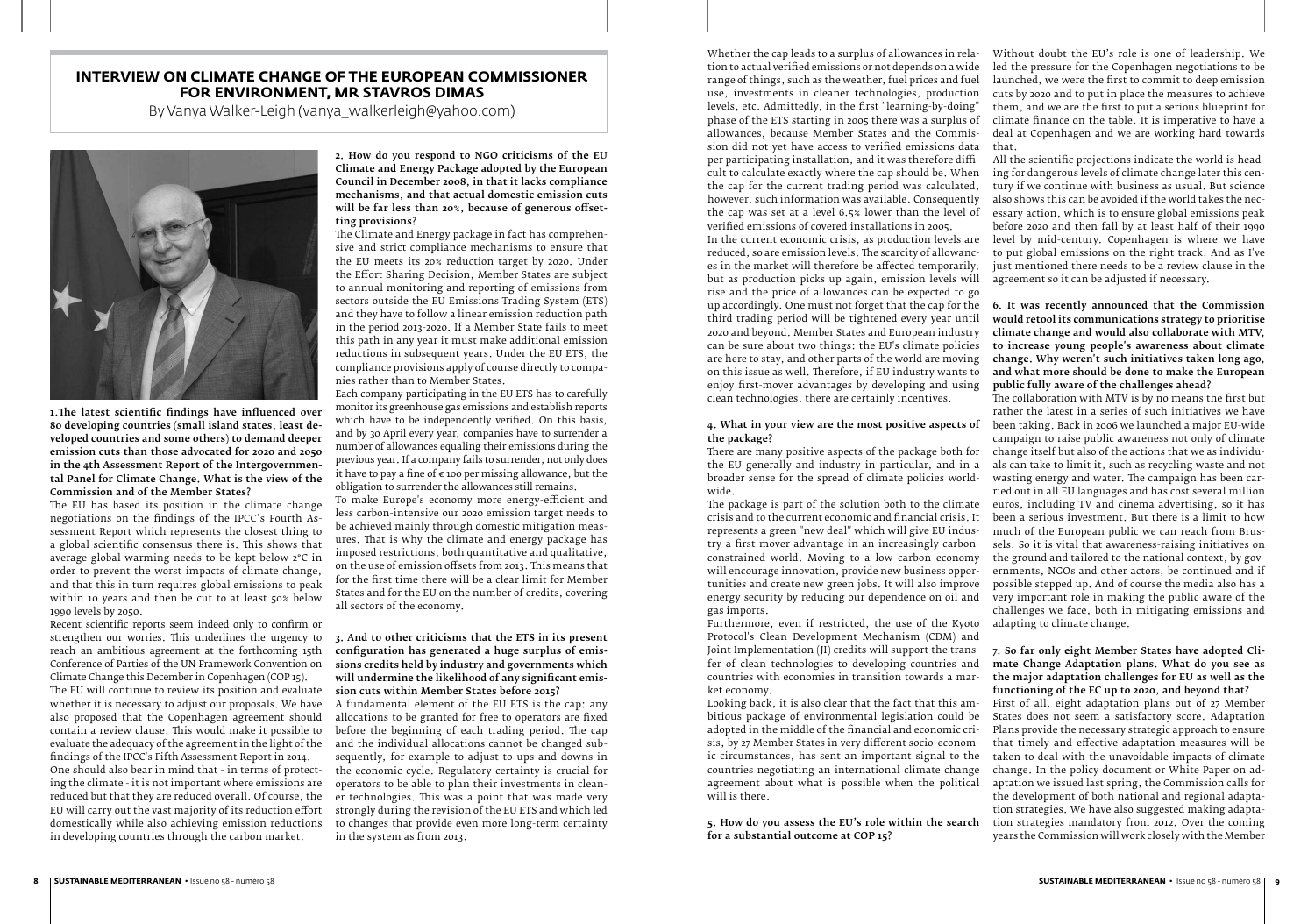# INTERVIEW ON CLIMATE CHANGE OF THE EUROPEAN COMMISSIONER FOR ENVIRONMENT, MR STAVROS DIMAS

By Vanya Walker-Leigh (vanya_walkerleigh@yahoo.com)

**1. The latest scientific findings have influenced over 80 developing countries (small island states, least developed countries and some others) to demand deeper emission cuts than those advocated for 2020 and 2050 in the 4th Assessment Report of the Intergovernmental Panel for Climate Change. What is the view of the Commission and of the Member States?**

The EU has based its position in the climate change negotiations on the findings of the IPCC's Fourth Assessment Report which represents the closest thing to a global scientific consensus there is. This shows that average global warming needs to be kept below 2°C in order to prevent the worst impacts of climate change, and that this in turn requires global emissions to peak within 10 years and then be cut to at least 50% below 1990 levels by 2050.

Recent scientific reports seem indeed only to confirm or strengthen our worries. This underlines the urgency to reach an ambitious agreement at the forthcoming 15th Conference of Parties of the UN Framework Convention on Climate Change this December in Copenhagen (COP 15).

The EU will continue to review its position and evaluate whether it is necessary to adjust our proposals. We have also proposed that the Copenhagen agreement should contain a review clause. This would make it possible to evaluate the adequacy of the agreement in the light of the findings of the IPCC's Fifth Assessment Report in 2014.

One should also bear in mind that - in terms of protecting the climate - it is not important where emissions are reduced but that they are reduced overall. Of course, the EU will carry out the vast majority of its reduction effort domestically while also achieving emission reductions in developing countries through the carbon market.

**2. How do you respond to NGO criticisms of the EU Climate and Energy Package adopted by the European Council in December 2008, in that it lacks compliance mechanisms, and that actual domestic emission cuts will be far less than 20%, because of generous offsetting provisions?**

The Climate and Energy package in fact has comprehensive and strict compliance mechanisms to ensure that the EU meets its 20% reduction target by 2020. Under the Effort Sharing Decision, Member States are subject to annual monitoring and reporting of emissions from sectors outside the EU Emissions Trading System (ETS) and they have to follow a linear emission reduction path in the period 2013-2020. If a Member State fails to meet this path in any year it must make additional emission reductions in subsequent years. Under the EU ETS, the compliance provisions apply of course directly to companies rather than to Member States.

Each company participating in the EU ETS has to carefully monitor its greenhouse gas emissions and establish reports which have to be independently verified. On this basis, and by 30 April every year, companies have to surrender a number of allowances equaling their emissions during the previous year. If a company fails to surrender, not only does it have to pay a fine of € 100 per missing allowance, but the obligation to surrender the allowances still remains.

To make Europe's economy more energy-efficient and less carbon-intensive our 2020 emission target needs to be achieved mainly through domestic mitigation measures. That is why the climate and energy package has imposed restrictions, both quantitative and qualitative, on the use of emission offsets from 2013. This means that for the first time there will be a clear limit for Member States and for the EU on the number of credits, covering all sectors of the economy.

**3. And to other criticisms that the ETS in its present configuration has generated a huge surplus of emissions credits held by industry and governments which will undermine the likelihood of any significant emission cuts within Member States before 2015?**

A fundamental element of the EU ETS is the cap: any allocations to be granted for free to operators are fixed before the beginning of each trading period. The cap and the individual allocations cannot be changed subsequently, for example to adjust to ups and downs in the economic cycle. Regulatory certainty is crucial for operators to be able to plan their investments in cleaner technologies. This was a point that was made very strongly during the revision of the EU ETS and which led to changes that provide even more long-term certainty in the system as from 2013.

Whether the cap leads to a surplus of allowances in relation to actual verified emissions or not depends on a wide range of things, such as the weather, fuel prices and fuel use, investments in cleaner technologies, production levels, etc. Admittedly, in the first "learning-by-doing" phase of the ETS starting in 2005 there was a surplus of allowances, because Member States and the Commission did not yet have access to verified emissions data per participating installation, and it was therefore difficult to calculate exactly where the cap should be. When the cap for the current trading period was calculated, however, such information was available. Consequently the cap was set at a level 6.5% lower than the level of verified emissions of covered installations in 2005.

In the current economic crisis, as production levels are reduced, so are emission levels. The scarcity of allowances in the market will therefore be affected temporarily, but as production picks up again, emission levels will rise and the price of allowances can be expected to go up accordingly. One must not forget that the cap for the third trading period will be tightened every year until 2020 and beyond. Member States and European industry can be sure about two things: the EU's climate policies are here to stay, and other parts of the world are moving on this issue as well. Therefore, if EU industry wants to enjoy first-mover advantages by developing and using clean technologies, there are certainly incentives.

**4. What in your view are the most positive aspects of the package?**

There are many positive aspects of the package both for the EU generally and industry in particular, and in a broader sense for the spread of climate policies worldwide.

The package is part of the solution both to the climate crisis and to the current economic and financial crisis. It represents a green "new deal" which will give EU industry a first mover advantage in an increasingly carbon-constrained world. Moving to a low carbon economy will encourage innovation, provide new business opportunities and create new green jobs. It will also improve energy security by reducing our dependence on oil and gas imports.

Furthermore, even if restricted, the use of the Kyoto Protocol's Clean Development Mechanism (CDM) and Joint Implementation (JI) credits will support the transfer of clean technologies to developing countries and countries with economies in transition towards a market economy.

Looking back, it is also clear that the fact that this ambitious package of environmental legislation could be adopted in the middle of the financial and economic crisis, by 27 Member States in very different socio-economic circumstances, has sent an important signal to the countries negotiating an international climate change agreement about what is possible when the political will is there.

**5. How do you assess the EU's role within the search for a substantial outcome at COP 15?**

Without doubt the EU's role is one of leadership. We led the pressure for the Copenhagen negotiations to be launched, we were the first to commit to deep emission cuts by 2020 and to put in place the measures to achieve them, and we are the first to put a serious blueprint for climate finance on the table. It is imperative to have a deal at Copenhagen and we are working hard towards that.

All the scientific projections indicate the world is heading for dangerous levels of climate change later this century if we continue with business as usual. But science also shows this can be avoided if the world takes the necessary action, which is to ensure global emissions peak before 2020 and then fall by at least half of their 1990 level by mid-century. Copenhagen is where we have to put global emissions on the right track. And as I've just mentioned there needs to be a review clause in the agreement so it can be adjusted if necessary.

**6. It was recently announced that the Commission would retool its communications strategy to prioritise climate change and would also collaborate with MTV, to increase young people's awareness about climate change. Why weren't such initiatives taken long ago, and what more should be done to make the European public fully aware of the challenges ahead?**

The collaboration with MTV is by no means the first but rather the latest in a series of such initiatives we have been taking. Back in 2006 we launched a major EU-wide campaign to raise public awareness not only of climate change itself but also of the actions that we as individuals can take to limit it, such as recycling waste and not wasting energy and water. The campaign has been carried out in all EU languages and has cost several million euros, including TV and cinema advertising, so it has been a serious investment. But there is a limit to how much of the European public we can reach from Brussels. So it is vital that awareness-raising initiatives on the ground and tailored to the national context, by governments, NGOs and other actors, be continued and if possible stepped up. And of course the media also has a very important role in making the public aware of the challenges we face, both in mitigating emissions and adapting to climate change.

**7. So far only eight Member States have adopted Climate Change Adaptation plans. What do you see as the major adaptation challenges for EU as well as the functioning of the EC up to 2020, and beyond that?**

First of all, eight adaptation plans out of 27 Member States does not seem a satisfactory score. Adaptation Plans provide the necessary strategic approach to ensure that timely and effective adaptation measures will be taken to deal with the unavoidable impacts of climate change. In the policy document or White Paper on adaptation we issued last spring, the Commission calls for the development of both national and regional adaptation strategies. We have also suggested making adaptation strategies mandatory from 2012. Over the coming years the Commission will work closely with the Member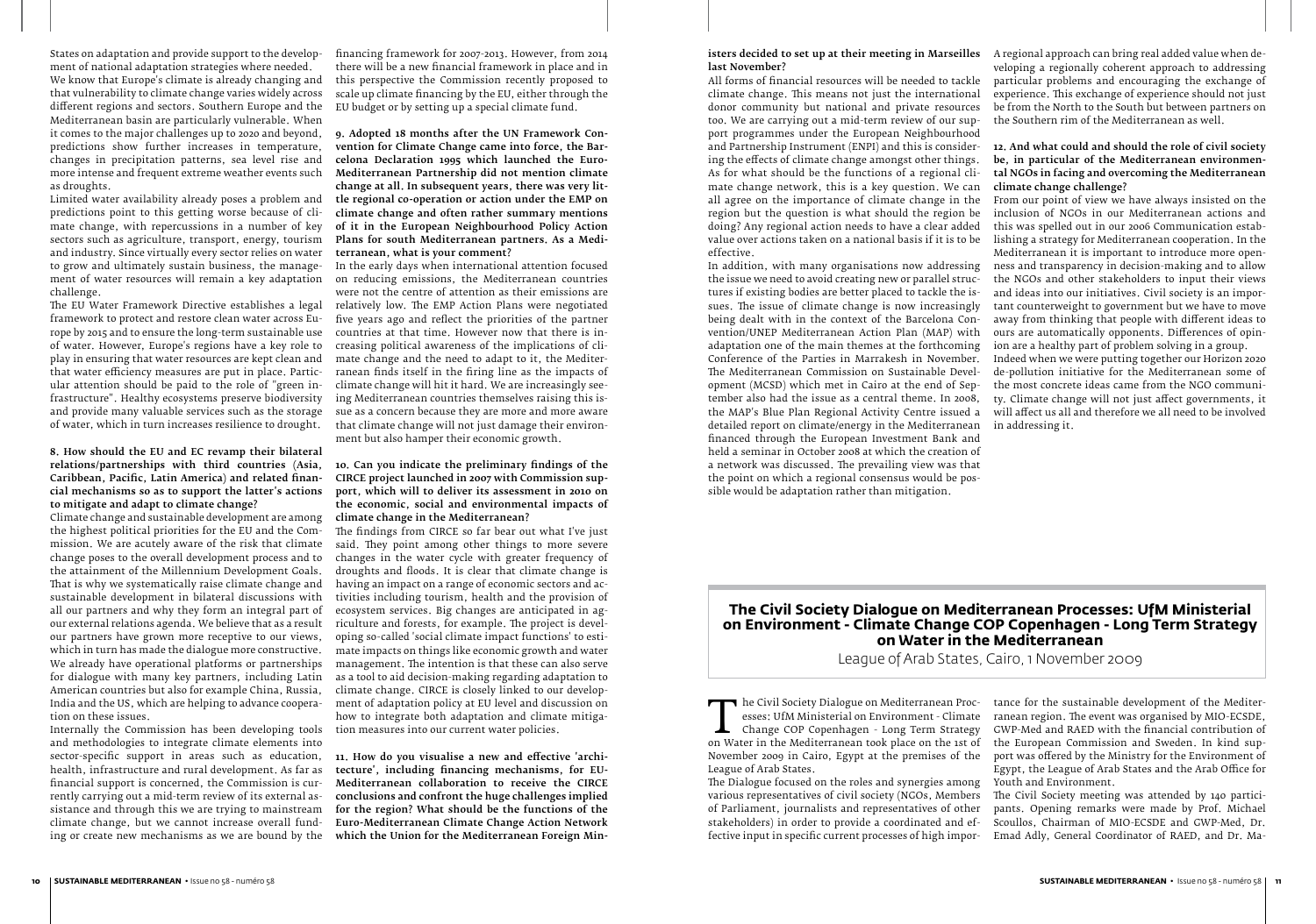States on adaptation and provide support to the development of national adaptation strategies where needed.

We know that Europe's climate is already changing and that vulnerability to climate change varies widely across different regions and sectors. Southern Europe and the Mediterranean basin are particularly vulnerable. When it comes to the major challenges up to 2020 and beyond, predictions show further increases in temperature, changes in precipitation patterns, sea level rise and more intense and frequent extreme weather events such as droughts.

Limited water availability already poses a problem and predictions point to this getting worse because of climate change, with repercussions in a number of key sectors such as agriculture, transport, energy, tourism and industry. Since virtually every sector relies on water to grow and ultimately sustain business, the management of water resources will remain a key adaptation challenge.

The EU Water Framework Directive establishes a legal framework to protect and restore clean water across Europe by 2015 and to ensure the long-term sustainable use of water. However, Europe's regions have a key role to play in ensuring that water resources are kept clean and that water efficiency measures are put in place. Particular attention should be paid to the role of "green infrastructure". Healthy ecosystems preserve biodiversity and provide many valuable services such as the storage of water, which in turn increases resilience to drought.

**8. How should the EU and EC revamp their bilateral relations/partnerships with third countries (Asia, Caribbean, Pacific, Latin America) and related financial mechanisms so as to support the latter's actions to mitigate and adapt to climate change?**

Climate change and sustainable development are among the highest political priorities for the EU and the Commission. We are acutely aware of the risk that climate change poses to the overall development process and to the attainment of the Millennium Development Goals. That is why we systematically raise climate change and sustainable development in bilateral discussions with all our partners and why they form an integral part of our external relations agenda. We believe that as a result our partners have grown more receptive to our views, which in turn has made the dialogue more constructive. We already have operational platforms or partnerships for dialogue with many key partners, including Latin American countries but also for example China, Russia, India and the US, which are helping to advance cooperation on these issues.

Internally the Commission has been developing tools and methodologies to integrate climate elements into sector-specific support in areas such as education, health, infrastructure and rural development. As far as financial support is concerned, the Commission is currently carrying out a mid-term review of its external assistance and through this we are trying to mainstream climate change, but we cannot increase overall funding or create new mechanisms as we are bound by the financing framework for 2007-2013. However, from 2014 there will be a new financial framework in place and in this perspective the Commission recently proposed to scale up climate financing by the EU, either through the EU budget or by setting up a special climate fund.

**9. Adopted 18 months after the UN Framework Convention for Climate Change came into force, the Barcelona Declaration 1995 which launched the Euro-Mediterranean Partnership did not mention climate change at all. In subsequent years, there was very little regional co-operation or action under the EMP on climate change and often rather summary mentions of it in the European Neighbourhood Policy Action Plans for south Mediterranean partners. As a Mediterranean, what is your comment?**

In the early days when international attention focused on reducing emissions, the Mediterranean countries were not the centre of attention as their emissions are relatively low. The EMP Action Plans were negotiated five years ago and reflect the priorities of the partner countries at that time. However now that there is increasing political awareness of the implications of climate change and the need to adapt to it, the Mediterranean finds itself in the firing line as the impacts of climate change will hit it hard. We are increasingly seeing Mediterranean countries themselves raising this issue as a concern because they are more and more aware that climate change will not just damage their environment but also hamper their economic growth.

**10. Can you indicate the preliminary findings of the CIRCE project launched in 2007 with Commission support, which will to deliver its assessment in 2010 on the economic, social and environmental impacts of climate change in the Mediterranean?**

The findings from CIRCE so far bear out what I've just said. They point among other things to more severe changes in the water cycle with greater frequency of droughts and floods. It is clear that climate change is having an impact on a range of economic sectors and activities including tourism, health and the provision of ecosystem services. Big changes are anticipated in agriculture and forests, for example. The project is developing so-called 'social climate impact functions' to estimate impacts on things like economic growth and water management. The intention is that these can also serve as a tool to aid decision-making regarding adaptation to climate change. CIRCE is closely linked to our development of adaptation policy at EU level and discussion on how to integrate both adaptation and climate mitigation measures into our current water policies.

**11. How do you visualise a new and effective 'architecture', including financing mechanisms, for EU-Mediterranean collaboration to receive the CIRCE conclusions and confront the huge challenges implied for the region? What should be the functions of the Euro-Mediterranean Climate Change Action Network which the Union for the Mediterranean Foreign Ministers decided to set up at their meeting in Marseilles last November?**

All forms of financial resources will be needed to tackle climate change. This means not just the international donor community but national and private resources too. We are carrying out a mid-term review of our support programmes under the European Neighbourhood and Partnership Instrument (ENPI) and this is considering the effects of climate change amongst other things. As for what should be the functions of a regional climate change network, this is a key question. We can all agree on the importance of climate change in the region but the question is what should the region be doing? Any regional action needs to have a clear added value over actions taken on a national basis if it is to be effective.

In addition, with many organisations now addressing the issue we need to avoid creating new or parallel structures if existing bodies are better placed to tackle the issues. The issue of climate change is now increasingly being dealt with in the context of the Barcelona Convention/UNEP Mediterranean Action Plan (MAP) with adaptation one of the main themes at the forthcoming Conference of the Parties in Marrakesh in November. The Mediterranean Commission on Sustainable Development (MCSD) which met in Cairo at the end of September also had the issue as a central theme. In 2008, the MAP's Blue Plan Regional Activity Centre issued a detailed report on climate/energy in the Mediterranean financed through the European Investment Bank and held a seminar in October 2008 at which the creation of a network was discussed. The prevailing view was that the point on which a regional consensus would be possible would be adaptation rather than mitigation.

A regional approach can bring real added value when developing a regionally coherent approach to addressing particular problems and encouraging the exchange of experience. This exchange of experience should not just be from the North to the South but between partners on the Southern rim of the Mediterranean as well.

**12. And what could and should the role of civil society be, in particular of the Mediterranean environmental NGOs in facing and overcoming the Mediterranean climate change challenge?**

From our point of view we have always insisted on the inclusion of NGOs in our Mediterranean actions and this was spelled out in our 2006 Communication establishing a strategy for Mediterranean cooperation. In the Mediterranean it is important to introduce more openness and transparency in decision-making and to allow the NGOs and other stakeholders to input their views and ideas into our initiatives. Civil society is an important counterweight to government but we have to move away from thinking that people with different ideas to ours are automatically opponents. Differences of opinion are a healthy part of problem solving in a group.

Indeed when we were putting together our Horizon 2020 de-pollution initiative for the Mediterranean some of the most concrete ideas came from the NGO community. Climate change will not just affect governments, it will affect us all and therefore we all need to be involved in addressing it.

## The Civil Society Dialogue on Mediterranean Processes: UfM Ministerial on Environment - Climate Change COP Copenhagen - Long Term Strategy on Water in the Mediterranean

League of Arab States, Cairo, 1 November 2009

The Civil Society Dialogue on Mediterranean Processes: UfM Ministerial on Environment - Climate Change COP Copenhagen - Long Term Strategy on Water in the Mediterranean took place on the 1st of November 2009 in Cairo, Egypt at the premises of the League of Arab States.

The Dialogue focused on the roles and synergies among various representatives of civil society (NGOs, Members of Parliament, journalists and representatives of other stakeholders) in order to provide a coordinated and effective input in specific current processes of high importance for the sustainable development of the Mediterranean region. The event was organised by MIO-ECSDE, GWP-Med and RAED with the financial contribution of the European Commission and Sweden. In kind support was offered by the Ministry for the Environment of Egypt, the League of Arab States and the Arab Office for Youth and Environment.

The Civil Society meeting was attended by 140 participants. Opening remarks were made by Prof. Michael Scoullos, Chairman of MIO-ECSDE and GWP-Med, Dr. Emad Adly, General Coordinator of RAED, and Dr. Ma-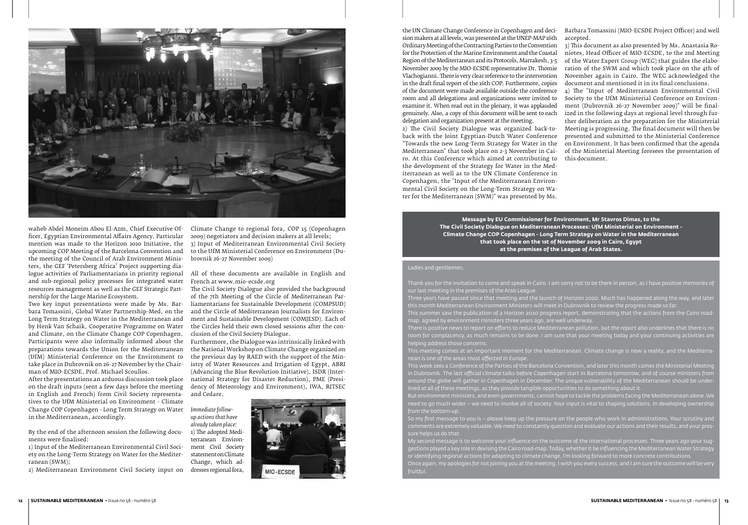waheb Abdel Moneim Abou El-Azm, Chief Executive Officer, Egyptian Environmental Affairs Agency. Particular mention was made to the Horizon 2020 Initiative, the upcoming COP Meeting of the Barcelona Convention and the meeting of the Council of Arab Environment Ministers, the GEF 'Petersberg Africa' Project supporting dialogue activities of Parliamentarians in priority regional and sub-regional policy processes for integrated water resources management as well as the GEF Strategic Partnership for the Large Marine Ecosystem.

Two key input presentations were made by Ms. Barbara Tomassini, Global Water Partnership-Med, on the Long Term Strategy on Water in the Mediterranean and by Henk Van Schaik, Cooperative Programme on Water and Climate, on the Climate Change COP Copenhagen. Participants were also informally informed about the preparations towards the Union for the Mediterranean (UfM) Ministerial Conference on the Environment to take place in Dubrovnik on 26-27 November by the Chairman of MIO-ECSDE, Prof. Michael Scoullos.

After the presentations an arduous discussion took place on the draft inputs (sent a few days before the meeting in English and French) from Civil Society representatives to the UfM Ministerial on Environment - Climate Change COP Copenhagen - Long Term Strategy on Water in the Mediterranean, accordingly.

By the end of the afternoon session the following documents were finalised:

1) Input of the Mediterranean Environmental Civil Society on the Long-Term Strategy on Water for the Mediterranean (SWM);

2) Mediterranean Environment Civil Society input on Climate Change to regional fora, COP 15 (Copenhagen 2009) negotiators and decision makers at all levels;

3) Input of Mediterranean Environmental Civil Society to the UfM Ministerial Conference on Environment (Dubrovnik 26-27 November 2009)

All of these documents are available in English and French at www.mio-ecsde.org

The Civil Society Dialogue also provided the background of the 7th Meeting of the Circle of Mediterranean Parliamentarians for Sustainable Development (COMPSUD) and the Circle of Mediterranean Journalists for Environment and Sustainable Development (COMJESD). Each of the Circles held their own closed sessions after the conclusion of the Civil Society Dialogue.

Furthermore, the Dialogue was intrinsically linked with the National Workshop on Climate Change organized on the previous day by RAED with the support of the Ministry of Water Resources and Irrigation of Egypt, ABRI (Advancing the Blue Revolution Initiative), ISDR (International Strategy for Disaster Reduction), PME (Presidency of Meteorology and Environment), IWA, RITSEC and Cedare.

*Immediate follow-up actions that have already taken place:*

1) The adopted Mediterranean Environment Civil Society statement on Climate Change, which addresses regional fora, the UN Climate Change Conference in Copenhagen and decision makers at all levels, was presented at the UNEP-MAP 16th Ordinary Meeting of the Contracting Parties to the Convention for the Protection of the Marine Environment and the Coastal Region of the Mediterranean and its Protocols, Marrakesh, 3-5 November 2009 by the MIO-ECSDE representative Dr. Thomie Vlachogianni. There is very clear reference to the intervention in the draft final report of the 16th COP. Furthermore, copies of the document were made available outside the conference room and all delegations and organizations were invited to examine it. When read out in the plenary, it was applauded genuinely. Also, a copy of this document will be sent to each delegation and organization present at the meeting.

2) The Civil Society Dialogue was organized back-to-back with the Joint Egyptian-Dutch Water Conference "Towards the new Long-Term Strategy for Water in the Mediterranean" that took place on 2-3 November in Cairo. At this Conference which aimed at contributing to the development of the Strategy for Water in the Mediterranean as well as to the UN Climate Conference in Copenhagen, the "Input of the Mediterranean Environmental Civil Society on the Long-Term Strategy on Water for the Mediterranean (SWM)" was presented by Ms. Barbara Tomassini (MIO-ECSDE Project Officer) and well accepted.

3) This document as also presented by Ms. Anastasia Roniotes, Head Officer of MIO-ECSDE, to the 2nd Meeting of the Water Expert Group (WEG) that guides the elaboration of the SWM and which took place on the 4th of November again in Cairo. The WEG acknowledged the document and mentioned it in its final conclusions.

4) The "Input of Mediterranean Environmental Civil Society to the UfM Ministerial Conference on Environment (Dubrovnik 26-27 November 2009)" will be finalized in the following days at regional level through further deliberation as the preparation for the Ministerial Meeting is progressing. The final document will then be presented and submitted to the Ministerial Conference on Environment. It has been confirmed that the agenda of the Ministerial Meeting foresees the presentation of this document.

**Message by EU Commissioner for Environment, Mr Stavros Dimas, to the The Civil Society Dialogue on Mediterranean Processes: UfM Ministerial on Environment - Climate Change COP Copenhagen - Long Term Strategy on Water in the Mediterranean that took place on the 1st of November 2009 in Cairo, Egypt at the premises of the League of Arab States.**

Ladies and gentlemen,

Thank you for the invitation to come and speak in Cairo. I am sorry not to be there in person, as I have positive memories of our last meeting in the premises of the Arab League.

Three years have passed since that meeting and the launch of Horizon 2020. Much has happened along the way, and later this month Mediterranean Environment Ministers will meet in Dubrovnik to review the progress made so far.

This summer saw the publication of a Horizon 2020 progress report, demonstrating that the actions from the Cairo roadmap, agreed by environment ministers three years ago, are well underway.

There is positive news to report on efforts to reduce Mediterranean pollution, but the report also underlines that there is no room for complacency, as much remains to be done. I am sure that your meeting today and your continuing activities are helping address those concerns.

This meeting comes at an important moment for the Mediterranean. Climate change is now a reality, and the Mediterranean is one of the areas most affected in Europe.

This week sees a Conference of the Parties of the Barcelona Convention, and later this month comes the Ministerial Meeting in Dubrovnik. The last official climate talks before Copenhagen start in Barcelona tomorrow, and of course ministers from around the globe will gather in Copenhagen in December. The unique vulnerability of the Mediterranean should be underlined at all of these meetings, as they provide tangible opportunities to do something about it.

But environment ministers, and even governments, cannot hope to tackle the problems facing the Mediterranean alone. We need to go much wider – we need to involve all of society. Your input is vital to shaping solutions, in developing ownership from the bottom-up.

So my first message to you is – please keep up the pressure on the people who work in administrations. Your scrutiny and comments are extremely valuable. We need to constantly question and evaluate our actions and their results, and your pressure helps us do that.

My second message is to welcome your influence on the outcome of the international processes. Three years ago your suggestions played a key role in devising the Cairo road-map. Today, whether it be influencing the Mediterranean Water Strategy or identifying regional actions for adapting to climate change, I'm looking forward to more concrete contributions.

Once again, my apologies for not joining you at the meeting. I wish you every success, and I am sure the outcome will be very fruitful.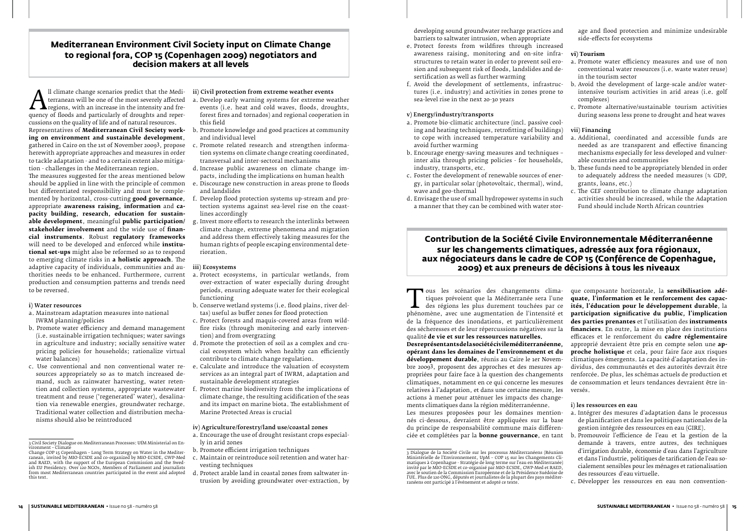## Mediterranean Environment Civil Society input on Climate Change to regional fora, COP 15 (Copenhagen 2009) negotiators and decision makers at all levels

All climate change scenarios predict that the Mediterranean will be one of the most severely affected regions, with an increase in the intensity and frequency of floods and particularly of droughts and repercussions on the quality of life and of natural resources.

Representatives of **Mediterranean Civil Society working on environment and sustainable development**, gathered in Cairo on the 1st of November 2009[3], propose herewith appropriate approaches and measures in order to tackle adaptation - and to a certain extent also mitigation - challenges in the Mediterranean region.

The measures suggested for the areas mentioned below should be applied in line with the principle of common but differentiated responsibility and must be complemented by horizontal, cross-cutting **good governance**, appropriate **awareness raising, information** and **capacity building, research, education for sustainable development**, meaningful **public participation/stakeholder involvement** and the wide use of **financial instruments**. Robust **regulatory frameworks** will need to be developed and enforced while **institutional set-ups** might also be reformed so as to respond to emerging climate risks in **a holistic approach**. The adaptive capacity of individuals, communities and authorities needs to be enhanced. Furthermore, current production and consumption patterns and trends need to be reversed.

#### i) Water resources

a. Mainstream adaptation measures into national IWRM planning/policies
b. Promote water efficiency and demand management (i.e. sustainable irrigation techniques; water savings in agriculture and industry; socially sensitive water pricing policies for households; rationalize virtual water balances)
c. Use conventional and non conventional water resources appropriately so as to match increased demand, such as rainwater harvesting, water retention and collection systems, appropriate wastewater treatment and reuse ('regenerated' water), desalination via renewable energies, groundwater recharge. Traditional water collection and distribution mechanisms should also be reintroduced

#### ii) Civil protection from extreme weather events

a. Develop early warning systems for extreme weather events (i.e. heat and cold waves, floods, droughts, forest fires and tornados) and regional cooperation in this field
b. Promote knowledge and good practices at community and individual level
c. Promote related research and strengthen information systems on climate change creating coordinated, transversal and inter-sectoral mechanisms
d. Increase public awareness on climate change impacts, including the implications on human health
e. Discourage new construction in areas prone to floods and landslides
f. Develop flood protection systems up-stream and protection systems against sea-level rise on the coastlines accordingly
g. Invest more efforts to research the interlinks between climate change, extreme phenomena and migration and address them effectively taking measures for the human rights of people escaping environmental deterioration.

#### iii) Ecosystems

a. Protect ecosystems, in particular wetlands, from over-extraction of water especially during drought periods, ensuring adequate water for their ecological functioning
b. Conserve wetland systems (i.e. flood plains, river deltas) useful as buffer zones for flood protection
c. Protect forests and maquis-covered areas from wildfire risks (through monitoring and early intervention) and from overgrazing
d. Promote the protection of soil as a complex and crucial ecosystem which when healthy can efficiently contribute to climate change regulation.
e. Calculate and introduce the valuation of ecosystem services as an integral part of IWRM, adaptation and sustainable development strategies
f. Protect marine biodiversity from the implications of climate change, the resulting acidification of the seas and its impact on marine biota. The establishment of Marine Protected Areas is crucial

#### iv) Agriculture/forestry/land use/coastal zones

a. Encourage the use of drought resistant crops especially in arid zones
b. Promote efficient irrigation techniques
c. Maintain or reintroduce soil retention and water harvesting techniques
d. Protect arable land in coastal zones from saltwater intrusion by avoiding groundwater over-extraction, by developing sound groundwater recharge practices and barriers to saltwater intrusion, when appropriate
e. Protect forests from wildfires through increased awareness raising, monitoring and on-site infrastructures to retain water in order to prevent soil erosion and subsequent risk of floods, landslides and desertification as well as further warming
f. Avoid the development of settlements, infrastructures (i.e. industry) and activities in zones prone to sea-level rise in the next 20-30 years

#### v) Energy/industry/transports

a. Promote bio-climatic architecture (incl. passive cooling and heating techniques, retrofitting of buildings) to cope with increased temperature variability and avoid further warming
b. Encourage energy-saving measures and techniques – inter alia through pricing policies - for households, industry, transports, etc.
c. Foster the development of renewable sources of energy, in particular solar (photovoltaic, thermal), wind, wave and geo-thermal
d. Envisage the use of small hydropower systems in such a manner that they can be combined with water storage and flood protection and minimize undesirable side-effects for ecosystems

#### vi) Tourism

a. Promote water efficiency measures and use of non conventional water resources (i.e. waste water reuse) in the tourism sector
b. Avoid the development of large-scale and/or water-intensive tourism activities in arid areas (i.e. golf complexes)
c. Promote alternative/sustainable tourism activities during seasons less prone to drought and heat waves

#### vii) Financing

a. Additional, coordinated and accessible funds are needed as are transparent and effective financing mechanisms especially for less developed and vulnerable countries and communities
b. These funds need to be appropriately blended in order to adequately address the needed measures (% GDP, grants, loans, etc.)
c. The GEF contribution to climate change adaptation activities should be increased, while the Adaptation Fund should include North African countries

[3] Civil Society Dialogue on Mediterranean Processes: UfM Ministerial on Environment – Climate Change COP 15 Copenhagen – Long Term Strategy on Water in the Mediterranean, invited by MIO-ECSDE and co-organized by MIO-ECSDE, GWP-Med and RAED, with the support of the European Commission and the Swedish EU Presidency. Over 120 NGOs, Members of Parliament and journalists from most Mediterranean countries participated in the event and adopted this text.

## Contribution de la Société Civile Environnementale Méditerranéenne sur les changements climatiques, adressée aux fora régionaux, aux négociateurs dans le cadre de COP 15 (Conférence de Copenhague, 2009) et aux preneurs de décisions à tous les niveaux

Tous les scénarios des changements climatiques prévoient que la Méditerranée sera l'une des régions les plus durement touchées par ce phénomène, avec une augmentation de l'intensité et de la fréquence des inondations, et particulièrement des sécheresses et de leur répercussions négatives sur la qualité **de vie et sur les ressources naturelles.**

**Des représentants de la société civile méditerranéenne, opérant dans les domaines de l'environnement et du développement durable**, réunis au Caire le 1er Novembre 2009[3], proposent des approches et des mesures appropriées pour faire face à la question des changements climatiques, notamment en ce qui concerne les mesures relatives à l'adaptation, et dans une certaine mesure, les actions à mener pour atténuer les impacts des changements climatiques dans la région méditerranéenne.

Les mesures proposées pour les domaines mentionnés ci-dessous, devraient être appliquées sur la base du principe de responsabilité commune mais différenciée et complétées par la **bonne gouvernance**, en tant que composante horizontale, la **sensibilisation adéquate, l'information et le renforcement des capacités, l'éducation pour le développement durable**, la **participation significative du public, l'implication des parties prenantes** et l'utilisation des **instruments financiers**. En outre, la mise en place des institutions efficaces et le renforcement du **cadre réglementaire** approprié devraient être pris en compte selon une **approche holistique** et cela, pour faire face aux risques climatiques émergents. La capacité d'adaptation des individus, des communautés et des autorités devrait être renforcée. De plus, les schémas actuels de production et de consommation et leurs tendances devraient être inversés.

#### i) les ressources en eau

a. Intégrer des mesures d'adaptation dans le processus de planification et dans les politiques nationales de la gestion intégrée des ressources en eau (GIRE).
b. Promouvoir l'efficience de l'eau et la gestion de la demande à travers, entre autres, des techniques d'irrigation durable, économie d'eau dans l'agriculture et dans l'industrie, politiques de tarification de l'eau socialement sensibles pour les ménages et rationalisation des ressources d'eau virtuelle.
c. Développer les ressources en eau non convention-

[3] Dialogue de la Société Civile sur les processus Méditerranéens (Réunion Ministérielle de l'Environnement, UpM – COP 15 sur les Changements Climatiques à Copenhague - Stratégie de long terme sur l'eau en Méditerranée) invité par le MIO-ECSDE et co-organisé par MIO-ECSDE, GWP-Med et RAED, avec le soutien de la Commission Européenne et de la Présidence Suédoise de l'UE. Plus de 120 ONG, députés et journalistes de la plupart des pays méditerranéens ont participé à l'événement et adopté ce texte.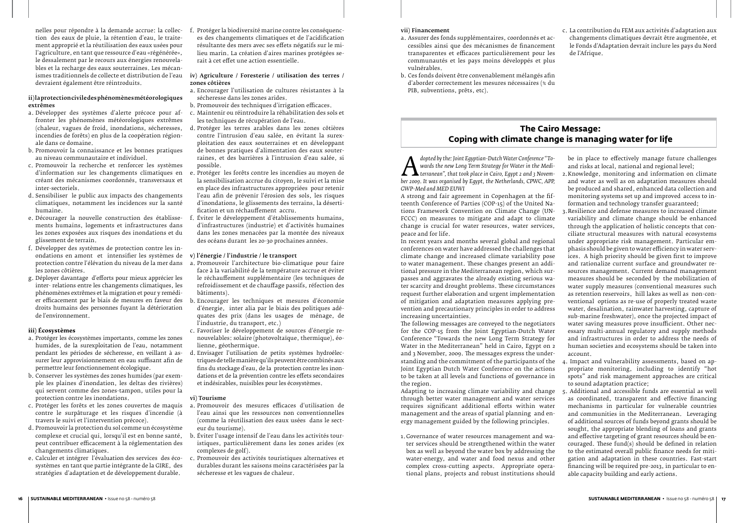nelles pour répondre à la demande accrue: la collection des eaux de pluie, la rétention d'eau, le traitement approprié et la réutilisation des eaux usées pour l'agriculture, en tant que ressource d'eau «régénérée», le dessalement par le recours aux énergies renouvelables et la recharge des eaux souterraines. Les mécanismes traditionnels de collecte et distribution de l'eau devraient également être réintroduits.

**ii) la protection civile des phénomènes météorologiques extrêmes**

a. Développer des systèmes d'alerte précoce pour affronter les phénomènes météorologiques extrêmes (chaleur, vagues de froid, inondations, sécheresses, incendies de forêts) en plus de la coopération régionale dans ce domaine.
b. Promouvoir la connaissance et les bonnes pratiques au niveau communautaire et individuel.
c. Promouvoir la recherche et renforcer les systèmes d'information sur les changements climatiques en créant des mécanismes coordonnés, transversaux et inter-sectoriels.
d. Sensibiliser le public aux impacts des changements climatiques, notamment les incidences sur la santé humaine.
e. Décourager la nouvelle construction des établissements humains, logements et infrastructures dans les zones exposées aux risques des inondations et du glissement de terrain.
f. Développer des systèmes de protection contre les inondations en amont et intensifier les systèmes de protection contre l'élévation du niveau de la mer dans les zones côtières.
g. Déployer davantage d'efforts pour mieux apprécier les inter- relations entre les changements climatiques, les phénomènes extrêmes et la migration et pour y remédier efficacement par le biais de mesures en faveur des droits humains des personnes fuyant la détérioration de l'environnement.

**iii) Écosystèmes**

a. Protéger les écosystèmes importants, comme les zones humides, de la surexploitation de l'eau, notamment pendant les périodes de sécheresse, en veillant à assurer leur approvisionnement en eau suffisant afin de permettre leur fonctionnement écologique.
b. Conserver les systèmes des zones humides (par exemple les plaines d'inondation, les deltas des rivières) qui servent comme des zones-tampon, utiles pour la protection contre les inondations.
c. Protéger les forêts et les zones couvertes de maquis contre le surpâturage et les risques d'incendie (à travers le suivi et l'intervention précoce).
d. Promouvoir la protection du sol comme un écosystème complexe et crucial qui, lorsqu'il est en bonne santé, peut contribuer efficacement à la réglementation des changements climatiques.
e. Calculer et intégrer l'évaluation des services des écosystèmes en tant que partie intégrante de la GIRE, des stratégies d'adaptation et de développement durable.
f. Protéger la biodiversité marine contre les conséquences des changements climatiques et de l'acidification résultante des mers avec ses effets négatifs sur le milieu marin. La création d'aires marines protégées serait à cet effet une action essentielle.

**iv) Agriculture / Foresterie / utilisation des terres / zones côtières**

a. Encourager l'utilisation de cultures résistantes à la sécheresse dans les zones arides.
b. Promouvoir des techniques d'irrigation efficaces.
c. Maintenir ou réintroduire la réhabilitation des sols et les techniques de récupération de l'eau.
d. Protéger les terres arables dans les zones côtières contre l'intrusion d'eau salée, en évitant la surexploitation des eaux souterraines et en développant de bonnes pratiques d'alimentation des eaux souterraines, et des barrières à l'intrusion d'eau salée, si possible.
e. Protéger les forêts contre les incendies au moyen de la sensibilisation accrue du citoyen, le suivi et la mise en place des infrastructures appropriées pour retenir l'eau afin de prévenir l'érosion des sols, les risques d'inondations, le glissements des terrains, la désertification et un réchauffement accru.
f. Éviter le développement d'établissements humains, d'infrastructures (industrie) et d'activités humaines dans les zones menacées par la montée des niveaux des océans durant les 20-30 prochaines années.

**v) l'énergie / l'industrie / le transport**

a. Promouvoir l'architecture bio-climatique pour faire face à la variabilité de la température accrue et éviter le réchauffement supplémentaire (les techniques de refroidissement et de chauffage passifs, réfection des bâtiments).
b. Encourager les techniques et mesures d'économie d'énergie, inter alia par le biais des politiques adéquates des prix (dans les usages de ménage, de l'industrie, du transport, etc.)
c. Favoriser le développement de sources d'énergie renouvelables: solaire (photovoltaïque, thermique), éolienne, géothermique.
d. Envisager l'utilisation de petits systèmes hydroélectriques de telle manière qu'ils peuvent être combinés aux fins du stockage d'eau, de la protection contre les inondations et de la prévention contre les effets secondaires et indésirables, nuisibles pour les écosystèmes.

**vi) Tourisme**

a. Promouvoir des mesures efficaces d'utilisation de l'eau ainsi que des ressources non conventionnelles (comme la réutilisation des eaux usées dans le secteur du tourisme).
b. Éviter l'usage intensif de l'eau dans les activités touristiques, particulièrement dans les zones arides (ex complexes de golf).
c. Promouvoir des activités touristiques alternatives et durables durant les saisons moins caractérisées par la sécheresse et les vagues de chaleur.

**vii) Financement**

a. Assurer des fonds supplémentaires, coordonnés et accessibles ainsi que des mécanismes de financement transparentes et efficaces particulièrement pour les communautés et les pays moins développés et plus vulnérables.
b. Ces fonds doivent être convenablement mélangés afin d'aborder correctement les mesures nécessaires (% du PIB, subventions, prêts, etc).
c. La contribution du FEM aux activités d'adaptation aux changements climatiques devrait être augmentée, et le Fonds d'Adaptation devrait inclure les pays du Nord de l'Afrique.

## The Cairo Message: Coping with climate change is managing water for life

*Adopted by the: Joint Egyptian-Dutch Water Conference "Towards the new Long Term Strategy for Water in the Mediterranean", that took place in Cairo, Egypt 2 and 3 November 2009. It was organised by Egypt, the Netherlands, CPWC, APP, GWP-Med and MED EUWI*

A strong and fair agreement in Copenhagen at the fifteenth Conference of Parties (COP-15) of the United Nations Framework Convention on Climate Change (UNFCCC) on measures to mitigate and adapt to climate change is crucial for water resources, water services, peace and for life.

In recent years and months several global and regional conferences on water have addressed the challenges that climate change and increased climate variability pose to water management. These changes present an additional pressure in the Mediterranean region, which surpasses and aggravates the already existing serious water scarcity and drought problems. These circumstances request further elaboration and urgent implementation of mitigation and adaptation measures applying prevention and precautionary principles in order to address increasing uncertainties.

The following messages are conveyed to the negotiators for the COP-15 from the Joint Egyptian-Dutch Water Conference "Towards the new Long Term Strategy for Water in the Mediterranean" held in Cairo, Egypt on 2 and 3 November, 2009. The messages express the understanding and the commitment of the participants of the Joint Egyptian Dutch Water Conference on the actions to be taken at all levels and functions of governance in the region.

Adapting to increasing climate variability and change through better water management and water services requires significant additional efforts within water management and the areas of spatial planning and energy management guided by the following principles.

1. Governance of water resources management and water services should be strengthened within the water box as well as beyond the water box by addressing the water-energy, and water and food nexus and other complex cross-cutting aspects. Appropriate operational plans, projects and robust institutions should be in place to effectively manage future challenges and risks at local, national and regional level;
2. Knowledge, monitoring and information on climate and water as well as on adaptation measures should be produced and shared, enhanced data collection and monitoring systems set up and improved access to information and technology transfer guaranteed;
3. Resilience and defense measures to increased climate variability and climate change should be enhanced through the application of holistic concepts that conciliate structural measures with natural ecosystems under appropriate risk management. Particular emphasis should be given to water efficiency in water services. A high priority should be given first to improve and rationalize current surface and groundwater resources management. Current demand management measures should be seconded by the mobilization of water supply measures (conventional measures such as retention reservoirs, hill lakes as well as non-conventional options as re-use of properly treated waste water, desalination, rainwater harvesting, capture of sub-marine freshwater), once the projected impact of water saving measures prove insufficient. Other necessary multi-annual regulatory and supply methods and infrastructures in order to address the needs of human societies and ecosystems should be taken into account.
4. Impact and vulnerability assessments, based on appropriate monitoring, including to identify "hot spots" and risk management approaches are critical to sound adaptation practice;
5. Additional and accessible funds are essential as well as coordinated, transparent and effective financing mechanisms in particular for vulnerable countries and communities in the Mediterranean. Leveraging of additional sources of funds beyond grants should be sought, the appropriate blending of loans and grants and effective targeting of grant resources should be encouraged. These fund(s) should be defined in relation to the estimated overall public finance needs for mitigation and adaptation in these countries. Fast-start financing will be required pre-2013, in particular to enable capacity building and early actions.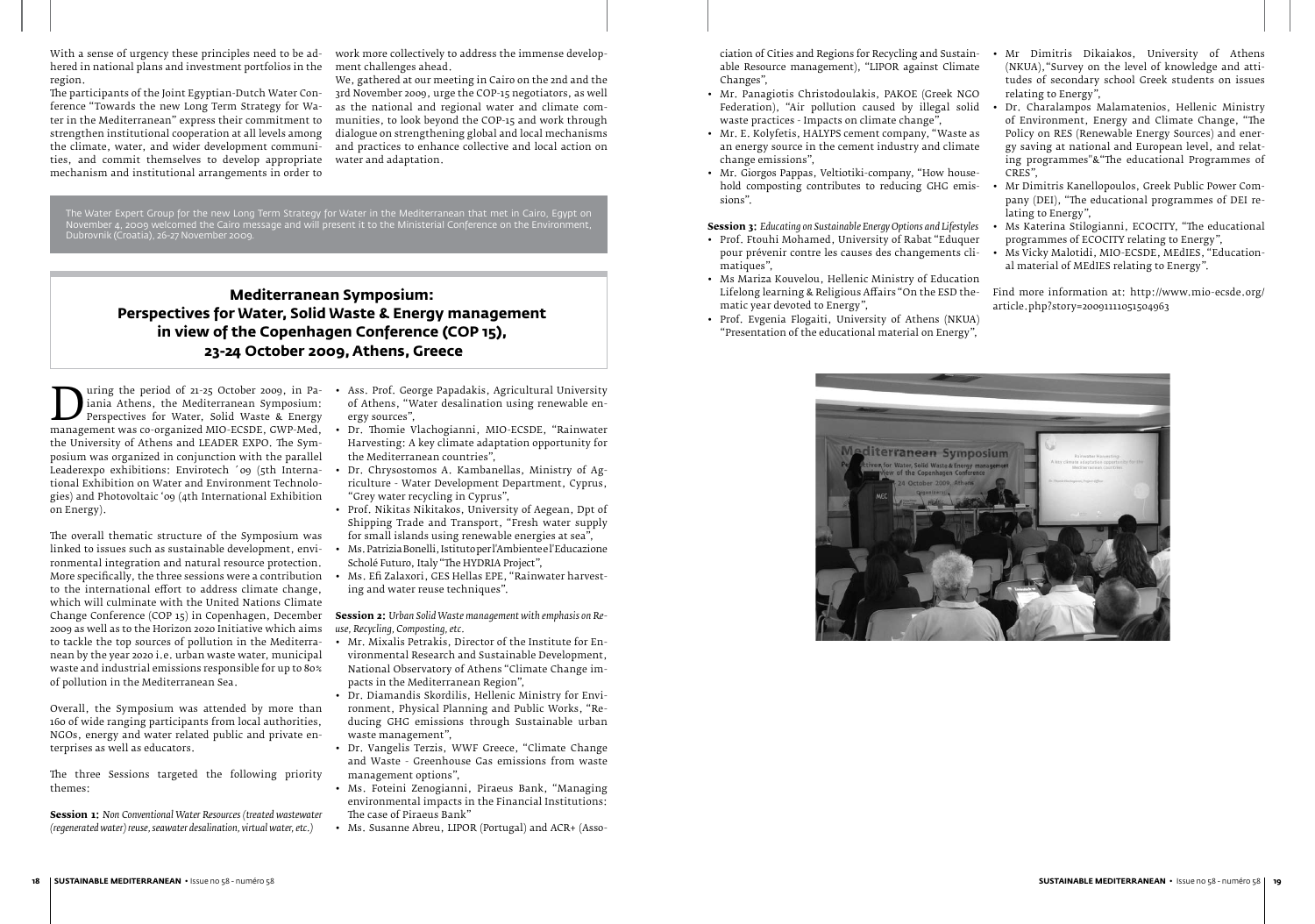With a sense of urgency these principles need to be adhered in national plans and investment portfolios in the region.

The participants of the Joint Egyptian-Dutch Water Conference "Towards the new Long Term Strategy for Water in the Mediterranean" express their commitment to strengthen institutional cooperation at all levels among the climate, water, and wider development communities, and commit themselves to develop appropriate mechanism and institutional arrangements in order to work more collectively to address the immense development challenges ahead.

We, gathered at our meeting in Cairo on the 2nd and the 3rd November 2009, urge the COP-15 negotiators, as well as the national and regional water and climate communities, to look beyond the COP-15 and work through dialogue on strengthening global and local mechanisms and practices to enhance collective and local action on water and adaptation.

The Water Expert Group for the new Long Term Strategy for Water in the Mediterranean that met in Cairo, Egypt on November 4, 2009 welcomed the Cairo message and will present it to the Ministerial Conference on the Environment, Dubrovnik (Croatia), 26-27 November 2009.

## Mediterranean Symposium: Perspectives for Water, Solid Waste & Energy management in view of the Copenhagen Conference (COP 15), 23-24 October 2009, Athens, Greece

During the period of 21-25 October 2009, in Paiania Athens, the Mediterranean Symposium: Perspectives for Water, Solid Waste & Energy management was co-organized MIO-ECSDE, GWP-Med, the University of Athens and LEADER EXPO. The Symposium was organized in conjunction with the parallel Leaderexpo exhibitions: Envirotech ΄09 (5th International Exhibition on Water and Environment Technologies) and Photovoltaic '09 (4th International Exhibition on Energy).

The overall thematic structure of the Symposium was linked to issues such as sustainable development, environmental integration and natural resource protection. More specifically, the three sessions were a contribution to the international effort to address climate change, which will culminate with the United Nations Climate Change Conference (COP 15) in Copenhagen, December 2009 as well as to the Horizon 2020 Initiative which aims to tackle the top sources of pollution in the Mediterranean by the year 2020 i.e. urban waste water, municipal waste and industrial emissions responsible for up to 80% of pollution in the Mediterranean Sea.

Overall, the Symposium was attended by more than 160 of wide ranging participants from local authorities, NGOs, energy and water related public and private enterprises as well as educators.

The three Sessions targeted the following priority themes:

**Session 1:** *Non Conventional Water Resources (treated wastewater (regenerated water) reuse, seawater desalination, virtual water, etc.)*

- Ass. Prof. George Papadakis, Agricultural University of Athens, "Water desalination using renewable energy sources",
- Dr. Thomie Vlachogianni, MIO-ECSDE, "Rainwater Harvesting: A key climate adaptation opportunity for the Mediterranean countries",
- Dr. Chrysostomos A. Kambanellas, Ministry of Agriculture - Water Development Department, Cyprus, "Grey water recycling in Cyprus",
- Prof. Nikitas Nikitakos, University of Aegean, Dpt of Shipping Trade and Transport, "Fresh water supply for small islands using renewable energies at sea",
- Ms. Patrizia Bonelli, Istituto per l'Ambiente e l'Educazione Scholé Futuro, Italy "The HYDRIA Project",
- Ms. Efi Zalaxori, GES Hellas EPE, "Rainwater harvesting and water reuse techniques".

**Session 2:** *Urban Solid Waste management with emphasis on Reuse, Recycling, Composting, etc.*

- Mr. Mixalis Petrakis, Director of the Institute for Environmental Research and Sustainable Development, National Observatory of Athens "Climate Change impacts in the Mediterranean Region",
- Dr. Diamandis Skordilis, Hellenic Ministry for Environment, Physical Planning and Public Works, "Reducing GHG emissions through Sustainable urban waste management",
- Dr. Vangelis Terzis, WWF Greece, "Climate Change and Waste - Greenhouse Gas emissions from waste management options",
- Ms. Foteini Zenogianni, Piraeus Bank, "Managing environmental impacts in the Financial Institutions: The case of Piraeus Bank"
- Ms. Susanne Abreu, LIPOR (Portugal) and ACR+ (Association of Cities and Regions for Recycling and Sustainable Resource management), "LIPOR against Climate Changes",
- Mr. Panagiotis Christodoulakis, PAKOE (Greek NGO Federation), "Air pollution caused by illegal solid waste practices - Impacts on climate change",
- Mr. E. Kolyfetis, HALYPS cement company, "Waste as an energy source in the cement industry and climate change emissions",
- Mr. Giorgos Pappas, Veltiotiki-company, "How household composting contributes to reducing GHG emissions".

**Session 3:** *Educating on Sustainable Energy Options and Lifestyles*

- Prof. Ftouhi Mohamed, University of Rabat "Eduquer pour prévenir contre les causes des changements climatiques",
- Ms Mariza Kouvelou, Hellenic Ministry of Education Lifelong learning & Religious Affairs "On the ESD thematic year devoted to Energy",
- Prof. Evgenia Flogaiti, University of Athens (NKUA) "Presentation of the educational material on Energy",
- Mr Dimitris Dikaiakos, University of Athens (NKUA),"Survey on the level of knowledge and attitudes of secondary school Greek students on issues relating to Energy",
- Dr. Charalampos Malamatenios, Hellenic Ministry of Environment, Energy and Climate Change, "The Policy on RES (Renewable Energy Sources) and energy saving at national and European level, and relating programmes"&"The educational Programmes of CRES",
- Mr Dimitris Kanellopoulos, Greek Public Power Company (DEI), "The educational programmes of DEI relating to Energy",
- Ms Katerina Stilogianni, ECOCITY, "The educational programmes of ECOCITY relating to Energy",
- Ms Vicky Malotidi, MIO-ECSDE, MEdIES, "Educational material of MEdIES relating to Energy".

Find more information at: http://www.mio-ecsde.org/article.php?story=20091111051504963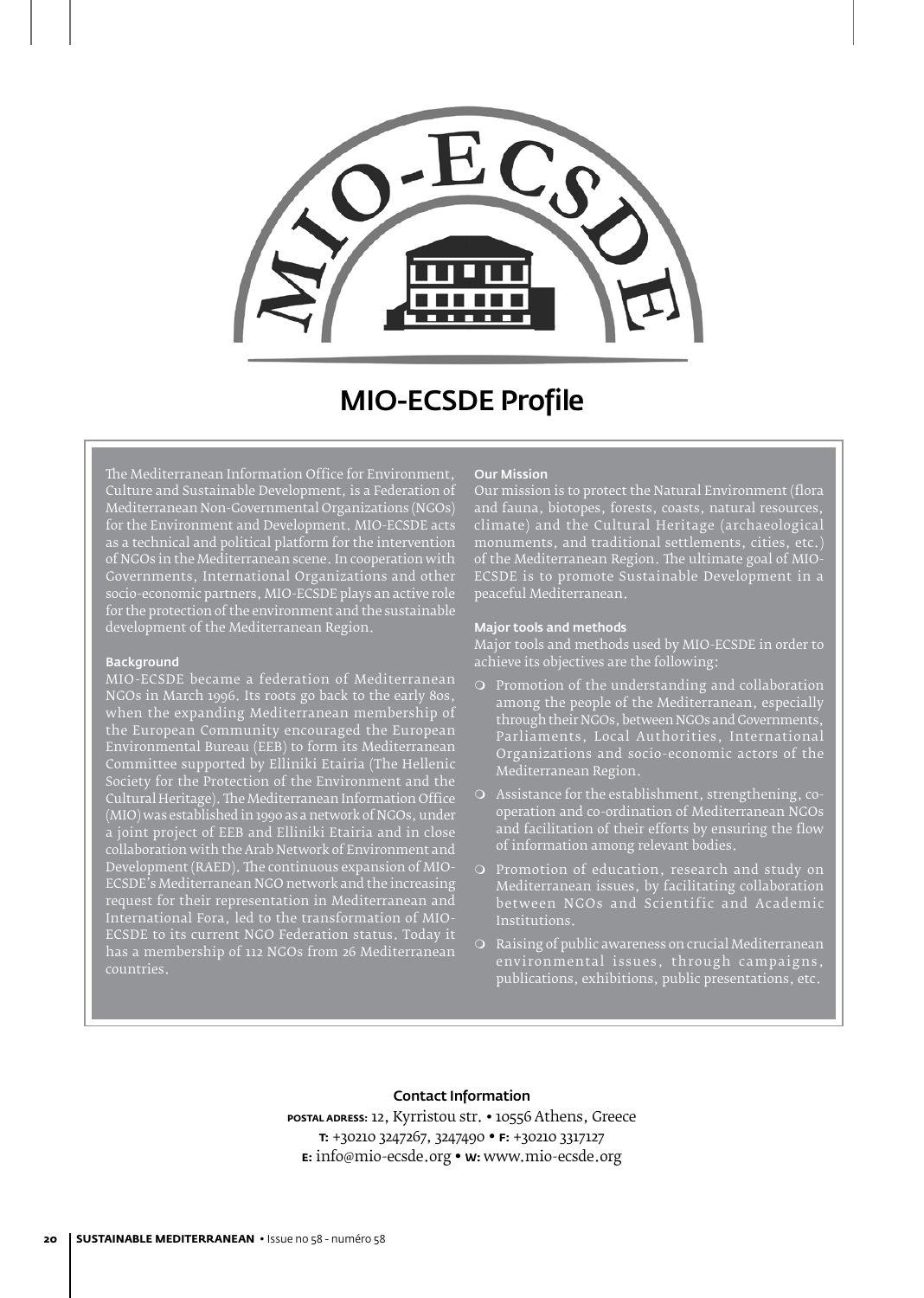# MIO-ECSDE Profile

The Mediterranean Information Office for Environment, Culture and Sustainable Development, is a Federation of Mediterranean Non-Governmental Organizations (NGOs) for the Environment and Development. MIO-ECSDE acts as a technical and political platform for the intervention of NGOs in the Mediterranean scene. In cooperation with Governments, International Organizations and other socio-economic partners, MIO-ECSDE plays an active role for the protection of the environment and the sustainable development of the Mediterranean Region.

### Background

MIO-ECSDE became a federation of Mediterranean NGOs in March 1996. Its roots go back to the early 80s, when the expanding Mediterranean membership of the European Community encouraged the European Environmental Bureau (EEB) to form its Mediterranean Committee supported by Elliniki Etairia (The Hellenic Society for the Protection of the Environment and the Cultural Heritage). The Mediterranean Information Office (MIO) was established in 1990 as a network of NGOs, under a joint project of EEB and Elliniki Etairia and in close collaboration with the Arab Network of Environment and Development (RAED). The continuous expansion of MIO-ECSDE's Mediterranean NGO network and the increasing request for their representation in Mediterranean and International Fora, led to the transformation of MIO-ECSDE to its current NGO Federation status. Today it has a membership of 112 NGOs from 26 Mediterranean countries.

### Our Mission

Our mission is to protect the Natural Environment (flora and fauna, biotopes, forests, coasts, natural resources, climate) and the Cultural Heritage (archaeological monuments, and traditional settlements, cities, etc.) of the Mediterranean Region. The ultimate goal of MIO-ECSDE is to promote Sustainable Development in a peaceful Mediterranean.

### Major tools and methods

Major tools and methods used by MIO-ECSDE in order to achieve its objectives are the following:

- Promotion of the understanding and collaboration among the people of the Mediterranean, especially through their NGOs, between NGOs and Governments, Parliaments, Local Authorities, International Organizations and socio-economic actors of the Mediterranean Region.
- Assistance for the establishment, strengthening, co-operation and co-ordination of Mediterranean NGOs and facilitation of their efforts by ensuring the flow of information among relevant bodies.
- Promotion of education, research and study on Mediterranean issues, by facilitating collaboration between NGOs and Scientific and Academic Institutions.
- Raising of public awareness on crucial Mediterranean environmental issues, through campaigns, publications, exhibitions, public presentations, etc.

### Contact Information

**POSTAL ADRESS:** 12, Kyrristou str. • 10556 Athens, Greece
**T:** +30210 3247267, 3247490 • **F:** +30210 3317127
**E:** info@mio-ecsde.org • **W:** www.mio-ecsde.org